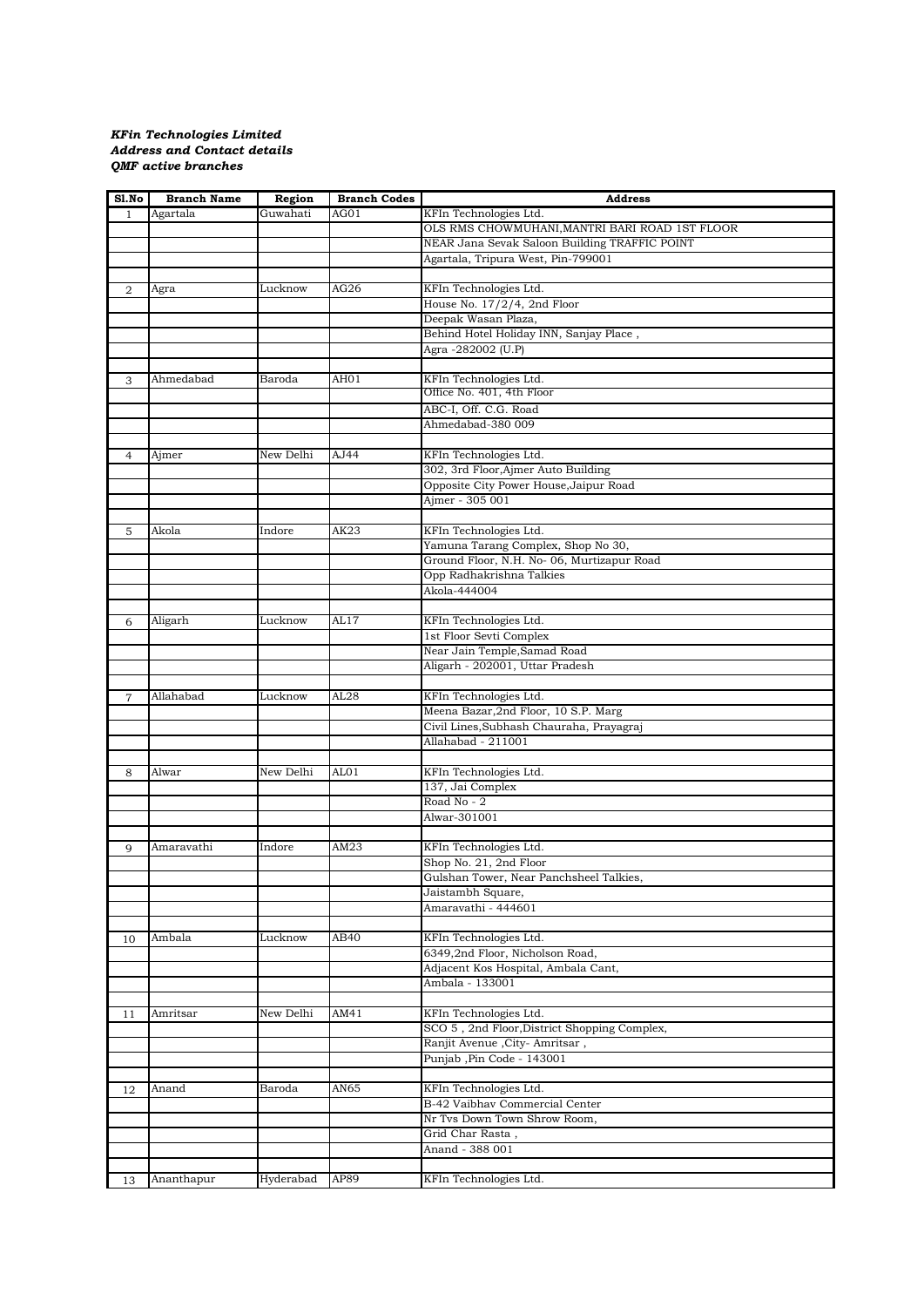***KFin Technologies Limited***
***Address and Contact details***
***QMF active branches***

| Sl.No | Branch Name | Region | Branch Codes | Address |
|---|---|---|---|---|
| 1 | Agartala | Guwahati | AG01 | KFIn Technologies Ltd. |
| | | | | OLS RMS CHOWMUHANI,MANTRI BARI ROAD 1ST FLOOR |
| | | | | NEAR Jana Sevak Saloon Building TRAFFIC POINT |
| | | | | Agartala, Tripura West, Pin-799001 |
| | | | | |
| 2 | Agra | Lucknow | AG26 | KFIn Technologies Ltd. |
| | | | | House No. 17/2/4, 2nd Floor |
| | | | | Deepak Wasan Plaza, |
| | | | | Behind Hotel Holiday INN, Sanjay Place , |
| | | | | Agra -282002 (U.P) |
| | | | | |
| 3 | Ahmedabad | Baroda | AH01 | KFIn Technologies Ltd. |
| | | | | Office No. 401, 4th Floor |
| | | | | ABC-I, Off. C.G. Road |
| | | | | Ahmedabad-380 009 |
| | | | | |
| 4 | Ajmer | New Delhi | AJ44 | KFIn Technologies Ltd. |
| | | | | 302, 3rd Floor,Ajmer Auto Building |
| | | | | Opposite City Power House,Jaipur Road |
| | | | | Ajmer - 305 001 |
| | | | | |
| 5 | Akola | Indore | AK23 | KFIn Technologies Ltd. |
| | | | | Yamuna Tarang Complex, Shop No 30, |
| | | | | Ground Floor, N.H. No- 06, Murtizapur Road |
| | | | | Opp Radhakrishna Talkies |
| | | | | Akola-444004 |
| | | | | |
| 6 | Aligarh | Lucknow | AL17 | KFIn Technologies Ltd. |
| | | | | 1st Floor Sevti Complex |
| | | | | Near Jain Temple,Samad Road |
| | | | | Aligarh - 202001, Uttar Pradesh |
| | | | | |
| 7 | Allahabad | Lucknow | AL28 | KFIn Technologies Ltd. |
| | | | | Meena Bazar,2nd Floor, 10 S.P. Marg |
| | | | | Civil Lines,Subhash Chauraha, Prayagraj |
| | | | | Allahabad - 211001 |
| | | | | |
| 8 | Alwar | New Delhi | AL01 | KFIn Technologies Ltd. |
| | | | | 137, Jai Complex |
| | | | | Road No - 2 |
| | | | | Alwar-301001 |
| | | | | |
| 9 | Amaravathi | Indore | AM23 | KFIn Technologies Ltd. |
| | | | | Shop No. 21, 2nd Floor |
| | | | | Gulshan Tower, Near Panchsheel Talkies, |
| | | | | Jaistambh Square, |
| | | | | Amaravathi - 444601 |
| | | | | |
| 10 | Ambala | Lucknow | AB40 | KFIn Technologies Ltd. |
| | | | | 6349,2nd Floor, Nicholson Road, |
| | | | | Adjacent Kos Hospital, Ambala Cant, |
| | | | | Ambala - 133001 |
| | | | | |
| 11 | Amritsar | New Delhi | AM41 | KFIn Technologies Ltd. |
| | | | | SCO 5 , 2nd Floor,District Shopping Complex, |
| | | | | Ranjit Avenue ,City- Amritsar , |
| | | | | Punjab ,Pin Code - 143001 |
| | | | | |
| 12 | Anand | Baroda | AN65 | KFIn Technologies Ltd. |
| | | | | B-42 Vaibhav Commercial Center |
| | | | | Nr Tvs Down Town Shrow Room, |
| | | | | Grid Char Rasta , |
| | | | | Anand - 388 001 |
| | | | | |
| 13 | Ananthapur | Hyderabad | AP89 | KFIn Technologies Ltd. |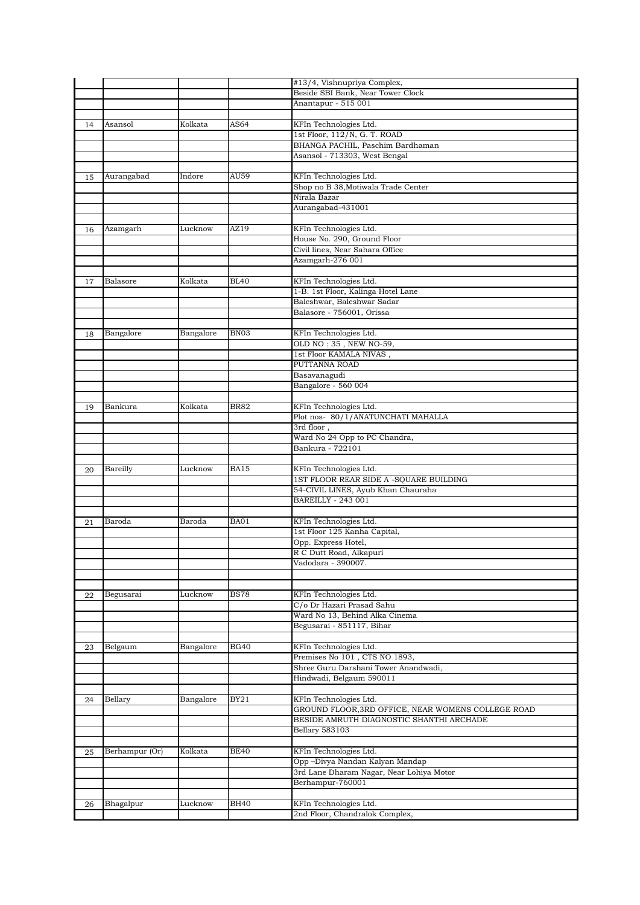| | | | | |
|---|---|---|---|---|
| | | | | #13/4, Vishnupriya Complex, |
| | | | | Beside SBI Bank, Near Tower Clock |
| | | | | Anantapur - 515 001 |
| | | | | |
| 14 | Asansol | Kolkata | AS64 | KFIn Technologies Ltd. |
| | | | | 1st Floor, 112/N, G. T. ROAD |
| | | | | BHANGA PACHIL, Paschim Bardhaman |
| | | | | Asansol - 713303, West Bengal |
| | | | | |
| 15 | Aurangabad | Indore | AU59 | KFIn Technologies Ltd. |
| | | | | Shop no B 38,Motiwala Trade Center |
| | | | | Nirala Bazar |
| | | | | Aurangabad-431001 |
| | | | | |
| 16 | Azamgarh | Lucknow | AZ19 | KFIn Technologies Ltd. |
| | | | | House No. 290, Ground Floor |
| | | | | Civil lines, Near Sahara Office |
| | | | | Azamgarh-276 001 |
| | | | | |
| 17 | Balasore | Kolkata | BL40 | KFIn Technologies Ltd. |
| | | | | 1-B. 1st Floor, Kalinga Hotel Lane |
| | | | | Baleshwar, Baleshwar Sadar |
| | | | | Balasore - 756001, Orissa |
| | | | | |
| 18 | Bangalore | Bangalore | BN03 | KFIn Technologies Ltd. |
| | | | | OLD NO : 35 , NEW NO-59, |
| | | | | 1st Floor KAMALA NIVAS , |
| | | | | PUTTANNA ROAD |
| | | | | Basavanagudi |
| | | | | Bangalore - 560 004 |
| | | | | |
| 19 | Bankura | Kolkata | BR82 | KFIn Technologies Ltd. |
| | | | | Plot nos- 80/1/ANATUNCHATI MAHALLA |
| | | | | 3rd floor , |
| | | | | Ward No 24 Opp to PC Chandra, |
| | | | | Bankura - 722101 |
| | | | | |
| 20 | Bareilly | Lucknow | BA15 | KFIn Technologies Ltd. |
| | | | | 1ST FLOOR REAR SIDE A -SQUARE BUILDING |
| | | | | 54-CIVIL LINES, Ayub Khan Chauraha |
| | | | | BAREILLY - 243 001 |
| | | | | |
| 21 | Baroda | Baroda | BA01 | KFIn Technologies Ltd. |
| | | | | 1st Floor 125 Kanha Capital, |
| | | | | Opp. Express Hotel, |
| | | | | R C Dutt Road, Alkapuri |
| | | | | Vadodara - 390007. |
| | | | | |
| | | | | |
| 22 | Begusarai | Lucknow | BS78 | KFIn Technologies Ltd. |
| | | | | C/o Dr Hazari Prasad Sahu |
| | | | | Ward No 13, Behind Alka Cinema |
| | | | | Begusarai - 851117, Bihar |
| | | | | |
| 23 | Belgaum | Bangalore | BG40 | KFIn Technologies Ltd. |
| | | | | Premises No 101 , CTS NO 1893, |
| | | | | Shree Guru Darshani Tower Anandwadi, |
| | | | | Hindwadi, Belgaum 590011 |
| | | | | |
| 24 | Bellary | Bangalore | BY21 | KFIn Technologies Ltd. |
| | | | | GROUND FLOOR,3RD OFFICE, NEAR WOMENS COLLEGE ROAD |
| | | | | BESIDE AMRUTH DIAGNOSTIC SHANTHI ARCHADE |
| | | | | Bellary 583103 |
| | | | | |
| 25 | Berhampur (Or) | Kolkata | BE40 | KFIn Technologies Ltd. |
| | | | | Opp –Divya Nandan Kalyan Mandap |
| | | | | 3rd Lane Dharam Nagar, Near Lohiya Motor |
| | | | | Berhampur-760001 |
| | | | | |
| 26 | Bhagalpur | Lucknow | BH40 | KFIn Technologies Ltd. |
| | | | | 2nd Floor, Chandralok Complex, |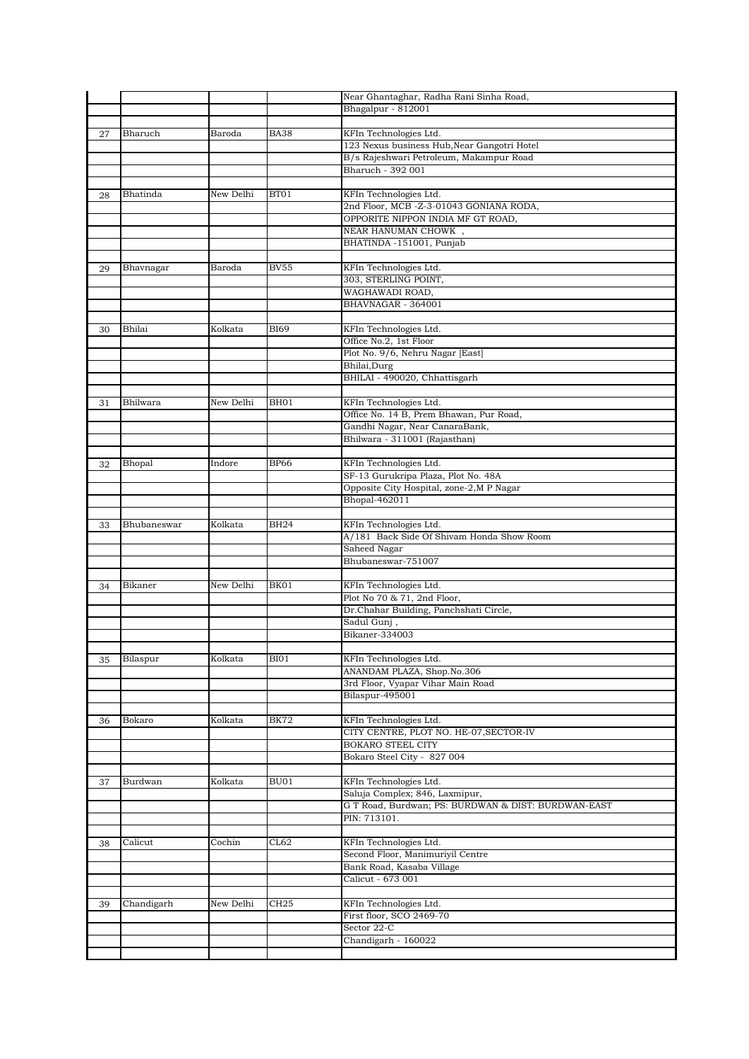| | | | | |
|---|---|---|---|---|
| | | | | Near Ghantaghar, Radha Rani Sinha Road, |
| | | | | Bhagalpur - 812001 |
| | | | | |
| 27 | Bharuch | Baroda | BA38 | KFIn Technologies Ltd. |
| | | | | 123 Nexus business Hub,Near Gangotri Hotel |
| | | | | B/s Rajeshwari Petroleum, Makampur Road |
| | | | | Bharuch - 392 001 |
| | | | | |
| 28 | Bhatinda | New Delhi | BT01 | KFIn Technologies Ltd. |
| | | | | 2nd Floor, MCB -Z-3-01043 GONIANA RODA, |
| | | | | OPPORITE NIPPON INDIA MF GT ROAD, |
| | | | | NEAR HANUMAN CHOWK , |
| | | | | BHATINDA -151001, Punjab |
| | | | | |
| 29 | Bhavnagar | Baroda | BV55 | KFIn Technologies Ltd. |
| | | | | 303, STERLING POINT, |
| | | | | WAGHAWADI ROAD, |
| | | | | BHAVNAGAR - 364001 |
| | | | | |
| 30 | Bhilai | Kolkata | BI69 | KFIn Technologies Ltd. |
| | | | | Office No.2, 1st Floor |
| | | | | Plot No. 9/6, Nehru Nagar [East] |
| | | | | Bhilai,Durg |
| | | | | BHILAI - 490020, Chhattisgarh |
| | | | | |
| 31 | Bhilwara | New Delhi | BH01 | KFIn Technologies Ltd. |
| | | | | Office No. 14 B, Prem Bhawan, Pur Road, |
| | | | | Gandhi Nagar, Near CanaraBank, |
| | | | | Bhilwara - 311001 (Rajasthan) |
| | | | | |
| 32 | Bhopal | Indore | BP66 | KFIn Technologies Ltd. |
| | | | | SF-13 Gurukripa Plaza, Plot No. 48A |
| | | | | Opposite City Hospital, zone-2,M P Nagar |
| | | | | Bhopal-462011 |
| | | | | |
| 33 | Bhubaneswar | Kolkata | BH24 | KFIn Technologies Ltd. |
| | | | | A/181 Back Side Of Shivam Honda Show Room |
| | | | | Saheed Nagar |
| | | | | Bhubaneswar-751007 |
| | | | | |
| 34 | Bikaner | New Delhi | BK01 | KFIn Technologies Ltd. |
| | | | | Plot No 70 & 71, 2nd Floor, |
| | | | | Dr.Chahar Building, Panchshati Circle, |
| | | | | Sadul Gunj , |
| | | | | Bikaner-334003 |
| | | | | |
| 35 | Bilaspur | Kolkata | BI01 | KFIn Technologies Ltd. |
| | | | | ANANDAM PLAZA, Shop.No.306 |
| | | | | 3rd Floor, Vyapar Vihar Main Road |
| | | | | Bilaspur-495001 |
| | | | | |
| 36 | Bokaro | Kolkata | BK72 | KFIn Technologies Ltd. |
| | | | | CITY CENTRE, PLOT NO. HE-07,SECTOR-IV |
| | | | | BOKARO STEEL CITY |
| | | | | Bokaro Steel City - 827 004 |
| | | | | |
| 37 | Burdwan | Kolkata | BU01 | KFIn Technologies Ltd. |
| | | | | Saluja Complex; 846, Laxmipur, |
| | | | | G T Road, Burdwan; PS: BURDWAN & DIST: BURDWAN-EAST |
| | | | | PIN: 713101. |
| | | | | |
| 38 | Calicut | Cochin | CL62 | KFIn Technologies Ltd. |
| | | | | Second Floor, Manimuriyil Centre |
| | | | | Bank Road, Kasaba Village |
| | | | | Calicut - 673 001 |
| | | | | |
| 39 | Chandigarh | New Delhi | CH25 | KFIn Technologies Ltd. |
| | | | | First floor, SCO 2469-70 |
| | | | | Sector 22-C |
| | | | | Chandigarh - 160022 |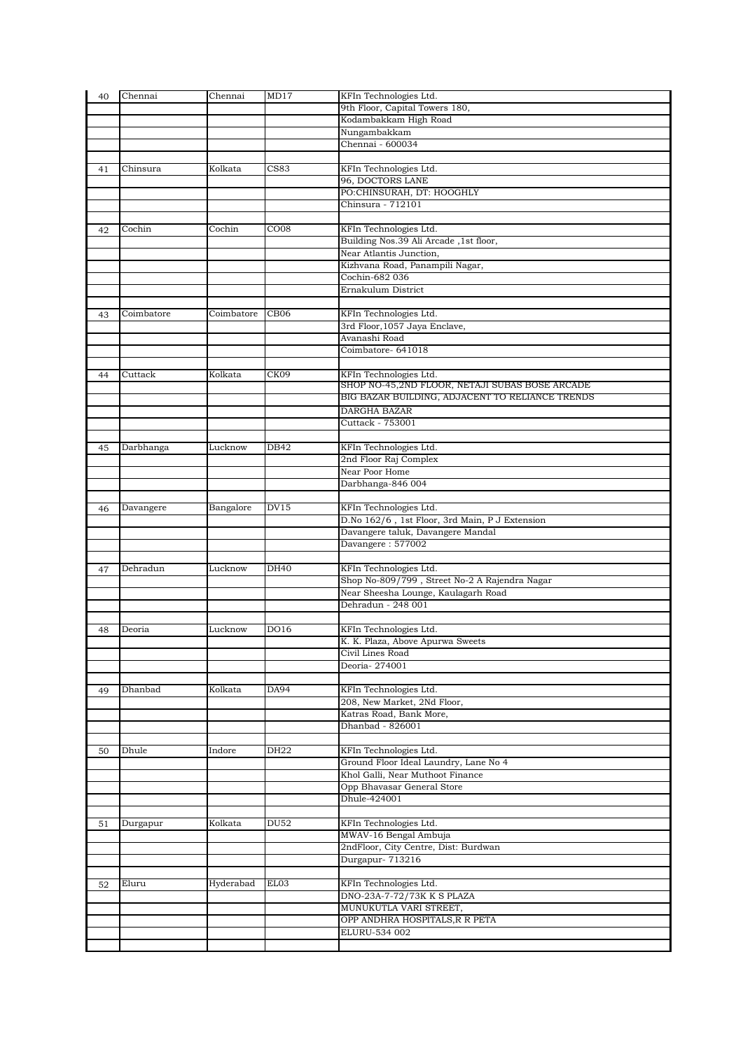| 40 | Chennai | Chennai | MD17 | KFIn Technologies Ltd. |
|---|---|---|---|---|
| | | | | 9th Floor, Capital Towers 180, |
| | | | | Kodambakkam High Road |
| | | | | Nungambakkam |
| | | | | Chennai - 600034 |
| | | | | |
| 41 | Chinsura | Kolkata | CS83 | KFIn Technologies Ltd. |
| | | | | 96, DOCTORS LANE |
| | | | | PO:CHINSURAH, DT: HOOGHLY |
| | | | | Chinsura - 712101 |
| | | | | |
| 42 | Cochin | Cochin | CO08 | KFIn Technologies Ltd. |
| | | | | Building Nos.39 Ali Arcade ,1st floor, |
| | | | | Near Atlantis Junction, |
| | | | | Kizhvana Road, Panampili Nagar, |
| | | | | Cochin-682 036 |
| | | | | Ernakulum District |
| | | | | |
| 43 | Coimbatore | Coimbatore | CB06 | KFIn Technologies Ltd. |
| | | | | 3rd Floor,1057 Jaya Enclave, |
| | | | | Avanashi Road |
| | | | | Coimbatore- 641018 |
| | | | | |
| 44 | Cuttack | Kolkata | CK09 | KFIn Technologies Ltd. |
| | | | | SHOP NO-45,2ND FLOOR, NETAJI SUBAS BOSE ARCADE |
| | | | | BIG BAZAR BUILDING, ADJACENT TO RELIANCE TRENDS |
| | | | | DARGHA BAZAR |
| | | | | Cuttack - 753001 |
| | | | | |
| 45 | Darbhanga | Lucknow | DB42 | KFIn Technologies Ltd. |
| | | | | 2nd Floor Raj Complex |
| | | | | Near Poor Home |
| | | | | Darbhanga-846 004 |
| | | | | |
| 46 | Davangere | Bangalore | DV15 | KFIn Technologies Ltd. |
| | | | | D.No 162/6 , 1st Floor, 3rd Main, P J Extension |
| | | | | Davangere taluk, Davangere Mandal |
| | | | | Davangere : 577002 |
| | | | | |
| 47 | Dehradun | Lucknow | DH40 | KFIn Technologies Ltd. |
| | | | | Shop No-809/799 , Street No-2 A Rajendra Nagar |
| | | | | Near Sheesha Lounge, Kaulagarh Road |
| | | | | Dehradun - 248 001 |
| | | | | |
| 48 | Deoria | Lucknow | DO16 | KFIn Technologies Ltd. |
| | | | | K. K. Plaza, Above Apurwa Sweets |
| | | | | Civil Lines Road |
| | | | | Deoria- 274001 |
| | | | | |
| 49 | Dhanbad | Kolkata | DA94 | KFIn Technologies Ltd. |
| | | | | 208, New Market, 2Nd Floor, |
| | | | | Katras Road, Bank More, |
| | | | | Dhanbad - 826001 |
| | | | | |
| 50 | Dhule | Indore | DH22 | KFIn Technologies Ltd. |
| | | | | Ground Floor Ideal Laundry, Lane No 4 |
| | | | | Khol Galli, Near Muthoot Finance |
| | | | | Opp Bhavasar General Store |
| | | | | Dhule-424001 |
| | | | | |
| 51 | Durgapur | Kolkata | DU52 | KFIn Technologies Ltd. |
| | | | | MWAV-16 Bengal Ambuja |
| | | | | 2ndFloor, City Centre, Dist: Burdwan |
| | | | | Durgapur- 713216 |
| | | | | |
| 52 | Eluru | Hyderabad | EL03 | KFIn Technologies Ltd. |
| | | | | DNO-23A-7-72/73K K S PLAZA |
| | | | | MUNUKUTLA VARI STREET, |
| | | | | OPP ANDHRA HOSPITALS,R R PETA |
| | | | | ELURU-534 002 |
| | | | | |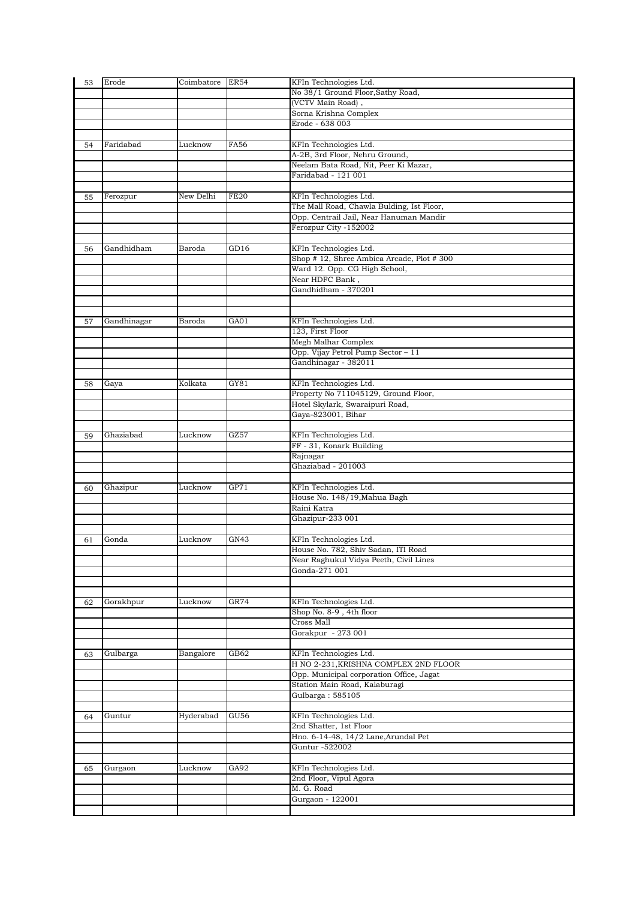| 53 | Erode | Coimbatore | ER54 | KFIn Technologies Ltd. |
|---|---|---|---|---|
| | | | | No 38/1 Ground Floor,Sathy Road, |
| | | | | (VCTV Main Road) , |
| | | | | Sorna Krishna Complex |
| | | | | Erode - 638 003 |
| | | | | |
| 54 | Faridabad | Lucknow | FA56 | KFIn Technologies Ltd. |
| | | | | A-2B, 3rd Floor, Nehru Ground, |
| | | | | Neelam Bata Road, Nit, Peer Ki Mazar, |
| | | | | Faridabad - 121 001 |
| | | | | |
| 55 | Ferozpur | New Delhi | FE20 | KFIn Technologies Ltd. |
| | | | | The Mall Road, Chawla Bulding, Ist Floor, |
| | | | | Opp. Centrail Jail, Near Hanuman Mandir |
| | | | | Ferozpur City -152002 |
| | | | | |
| 56 | Gandhidham | Baroda | GD16 | KFIn Technologies Ltd. |
| | | | | Shop # 12, Shree Ambica Arcade, Plot # 300 |
| | | | | Ward 12. Opp. CG High School, |
| | | | | Near HDFC Bank , |
| | | | | Gandhidham - 370201 |
| | | | | |
| | | | | |
| 57 | Gandhinagar | Baroda | GA01 | KFIn Technologies Ltd. |
| | | | | 123, First Floor |
| | | | | Megh Malhar Complex |
| | | | | Opp. Vijay Petrol Pump Sector – 11 |
| | | | | Gandhinagar - 382011 |
| | | | | |
| 58 | Gaya | Kolkata | GY81 | KFIn Technologies Ltd. |
| | | | | Property No 711045129, Ground Floor, |
| | | | | Hotel Skylark, Swaraipuri Road, |
| | | | | Gaya-823001, Bihar |
| | | | | |
| 59 | Ghaziabad | Lucknow | GZ57 | KFIn Technologies Ltd. |
| | | | | FF - 31, Konark Building |
| | | | | Rajnagar |
| | | | | Ghaziabad - 201003 |
| | | | | |
| 60 | Ghazipur | Lucknow | GP71 | KFIn Technologies Ltd. |
| | | | | House No. 148/19,Mahua Bagh |
| | | | | Raini Katra |
| | | | | Ghazipur-233 001 |
| | | | | |
| 61 | Gonda | Lucknow | GN43 | KFIn Technologies Ltd. |
| | | | | House No. 782, Shiv Sadan, ITI Road |
| | | | | Near Raghukul Vidya Peeth, Civil Lines |
| | | | | Gonda-271 001 |
| | | | | |
| | | | | |
| 62 | Gorakhpur | Lucknow | GR74 | KFIn Technologies Ltd. |
| | | | | Shop No. 8-9 , 4th floor |
| | | | | Cross Mall |
| | | | | Gorakpur - 273 001 |
| | | | | |
| 63 | Gulbarga | Bangalore | GB62 | KFIn Technologies Ltd. |
| | | | | H NO 2-231,KRISHNA COMPLEX 2ND FLOOR |
| | | | | Opp. Municipal corporation Office, Jagat |
| | | | | Station Main Road, Kalaburagi |
| | | | | Gulbarga : 585105 |
| | | | | |
| 64 | Guntur | Hyderabad | GU56 | KFIn Technologies Ltd. |
| | | | | 2nd Shatter, 1st Floor |
| | | | | Hno. 6-14-48, 14/2 Lane,Arundal Pet |
| | | | | Guntur -522002 |
| | | | | |
| 65 | Gurgaon | Lucknow | GA92 | KFIn Technologies Ltd. |
| | | | | 2nd Floor, Vipul Agora |
| | | | | M. G. Road |
| | | | | Gurgaon - 122001 |
| | | | | |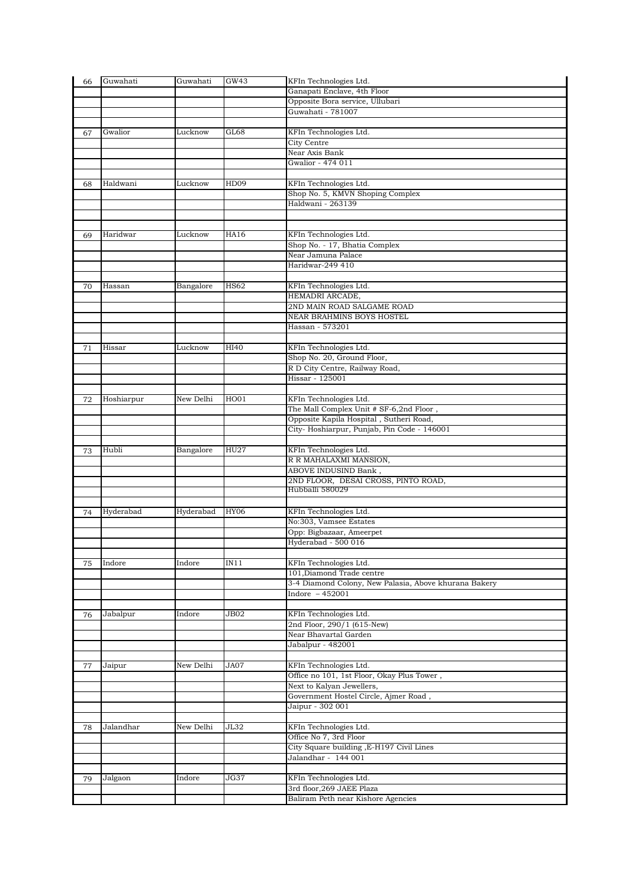| | | | | |
|---|---|---|---|---|
| 66 | Guwahati | Guwahati | GW43 | KFIn Technologies Ltd. |
| | | | | Ganapati Enclave, 4th Floor |
| | | | | Opposite Bora service, Ullubari |
| | | | | Guwahati - 781007 |
| | | | | |
| 67 | Gwalior | Lucknow | GL68 | KFIn Technologies Ltd. |
| | | | | City Centre |
| | | | | Near Axis Bank |
| | | | | Gwalior - 474 011 |
| | | | | |
| 68 | Haldwani | Lucknow | HD09 | KFIn Technologies Ltd. |
| | | | | Shop No. 5, KMVN Shoping Complex |
| | | | | Haldwani - 263139 |
| | | | | |
| | | | | |
| 69 | Haridwar | Lucknow | HA16 | KFIn Technologies Ltd. |
| | | | | Shop No. - 17, Bhatia Complex |
| | | | | Near Jamuna Palace |
| | | | | Haridwar-249 410 |
| | | | | |
| 70 | Hassan | Bangalore | HS62 | KFIn Technologies Ltd. |
| | | | | HEMADRI ARCADE, |
| | | | | 2ND MAIN ROAD SALGAME ROAD |
| | | | | NEAR BRAHMINS BOYS HOSTEL |
| | | | | Hassan - 573201 |
| | | | | |
| 71 | Hissar | Lucknow | HI40 | KFIn Technologies Ltd. |
| | | | | Shop No. 20, Ground Floor, |
| | | | | R D City Centre, Railway Road, |
| | | | | Hissar - 125001 |
| | | | | |
| 72 | Hoshiarpur | New Delhi | HO01 | KFIn Technologies Ltd. |
| | | | | The Mall Complex Unit # SF-6,2nd Floor , |
| | | | | Opposite Kapila Hospital , Sutheri Road, |
| | | | | City- Hoshiarpur, Punjab, Pin Code - 146001 |
| | | | | |
| 73 | Hubli | Bangalore | HU27 | KFIn Technologies Ltd. |
| | | | | R R MAHALAXMI MANSION, |
| | | | | ABOVE INDUSIND Bank , |
| | | | | 2ND FLOOR, DESAI CROSS, PINTO ROAD, |
| | | | | Hubballi 580029 |
| | | | | |
| 74 | Hyderabad | Hyderabad | HY06 | KFIn Technologies Ltd. |
| | | | | No:303, Vamsee Estates |
| | | | | Opp: Bigbazaar, Ameerpet |
| | | | | Hyderabad - 500 016 |
| | | | | |
| 75 | Indore | Indore | IN11 | KFIn Technologies Ltd. |
| | | | | 101,Diamond Trade centre |
| | | | | 3-4 Diamond Colony, New Palasia, Above khurana Bakery |
| | | | | Indore – 452001 |
| | | | | |
| 76 | Jabalpur | Indore | JB02 | KFIn Technologies Ltd. |
| | | | | 2nd Floor, 290/1 (615-New) |
| | | | | Near Bhavartal Garden |
| | | | | Jabalpur - 482001 |
| | | | | |
| 77 | Jaipur | New Delhi | JA07 | KFIn Technologies Ltd. |
| | | | | Office no 101, 1st Floor, Okay Plus Tower , |
| | | | | Next to Kalyan Jewellers, |
| | | | | Government Hostel Circle, Ajmer Road , |
| | | | | Jaipur - 302 001 |
| | | | | |
| 78 | Jalandhar | New Delhi | JL32 | KFIn Technologies Ltd. |
| | | | | Office No 7, 3rd Floor |
| | | | | City Square building ,E-H197 Civil Lines |
| | | | | Jalandhar - 144 001 |
| | | | | |
| 79 | Jalgaon | Indore | JG37 | KFIn Technologies Ltd. |
| | | | | 3rd floor,269 JAEE Plaza |
| | | | | Baliram Peth near Kishore Agencies |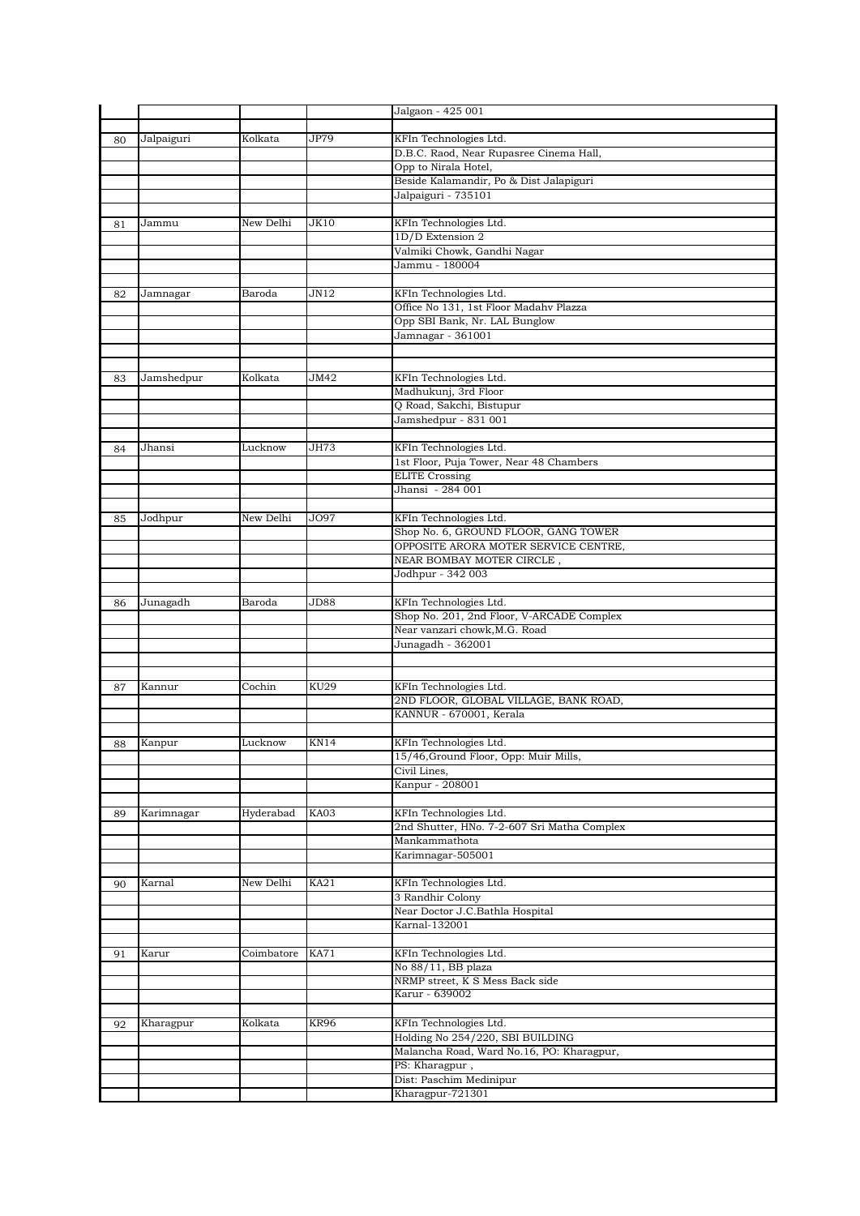| | | | | |
|---|---|---|---|---|
| | | | | Jalgaon - 425 001 |
| | | | | |
| 80 | Jalpaiguri | Kolkata | JP79 | KFIn Technologies Ltd. |
| | | | | D.B.C. Raod, Near Rupasree Cinema Hall, |
| | | | | Opp to Nirala Hotel, |
| | | | | Beside Kalamandir, Po & Dist Jalapiguri |
| | | | | Jalpaiguri - 735101 |
| | | | | |
| 81 | Jammu | New Delhi | JK10 | KFIn Technologies Ltd. |
| | | | | 1D/D Extension 2 |
| | | | | Valmiki Chowk, Gandhi Nagar |
| | | | | Jammu - 180004 |
| | | | | |
| 82 | Jamnagar | Baroda | JN12 | KFIn Technologies Ltd. |
| | | | | Office No 131, 1st Floor Madahv Plazza |
| | | | | Opp SBI Bank, Nr. LAL Bunglow |
| | | | | Jamnagar - 361001 |
| | | | | |
| | | | | |
| 83 | Jamshedpur | Kolkata | JM42 | KFIn Technologies Ltd. |
| | | | | Madhukunj, 3rd Floor |
| | | | | Q Road, Sakchi, Bistupur |
| | | | | Jamshedpur - 831 001 |
| | | | | |
| 84 | Jhansi | Lucknow | JH73 | KFIn Technologies Ltd. |
| | | | | 1st Floor, Puja Tower, Near 48 Chambers |
| | | | | ELITE Crossing |
| | | | | Jhansi - 284 001 |
| | | | | |
| 85 | Jodhpur | New Delhi | JO97 | KFIn Technologies Ltd. |
| | | | | Shop No. 6, GROUND FLOOR, GANG TOWER |
| | | | | OPPOSITE ARORA MOTER SERVICE CENTRE, |
| | | | | NEAR BOMBAY MOTER CIRCLE , |
| | | | | Jodhpur - 342 003 |
| | | | | |
| 86 | Junagadh | Baroda | JD88 | KFIn Technologies Ltd. |
| | | | | Shop No. 201, 2nd Floor, V-ARCADE Complex |
| | | | | Near vanzari chowk,M.G. Road |
| | | | | Junagadh - 362001 |
| | | | | |
| | | | | |
| 87 | Kannur | Cochin | KU29 | KFIn Technologies Ltd. |
| | | | | 2ND FLOOR, GLOBAL VILLAGE, BANK ROAD, |
| | | | | KANNUR - 670001, Kerala |
| | | | | |
| 88 | Kanpur | Lucknow | KN14 | KFIn Technologies Ltd. |
| | | | | 15/46,Ground Floor, Opp: Muir Mills, |
| | | | | Civil Lines, |
| | | | | Kanpur - 208001 |
| | | | | |
| 89 | Karimnagar | Hyderabad | KA03 | KFIn Technologies Ltd. |
| | | | | 2nd Shutter, HNo. 7-2-607 Sri Matha Complex |
| | | | | Mankammathota |
| | | | | Karimnagar-505001 |
| | | | | |
| 90 | Karnal | New Delhi | KA21 | KFIn Technologies Ltd. |
| | | | | 3 Randhir Colony |
| | | | | Near Doctor J.C.Bathla Hospital |
| | | | | Karnal-132001 |
| | | | | |
| 91 | Karur | Coimbatore | KA71 | KFIn Technologies Ltd. |
| | | | | No 88/11, BB plaza |
| | | | | NRMP street, K S Mess Back side |
| | | | | Karur - 639002 |
| | | | | |
| 92 | Kharagpur | Kolkata | KR96 | KFIn Technologies Ltd. |
| | | | | Holding No 254/220, SBI BUILDING |
| | | | | Malancha Road, Ward No.16, PO: Kharagpur, |
| | | | | PS: Kharagpur , |
| | | | | Dist: Paschim Medinipur |
| | | | | Kharagpur-721301 |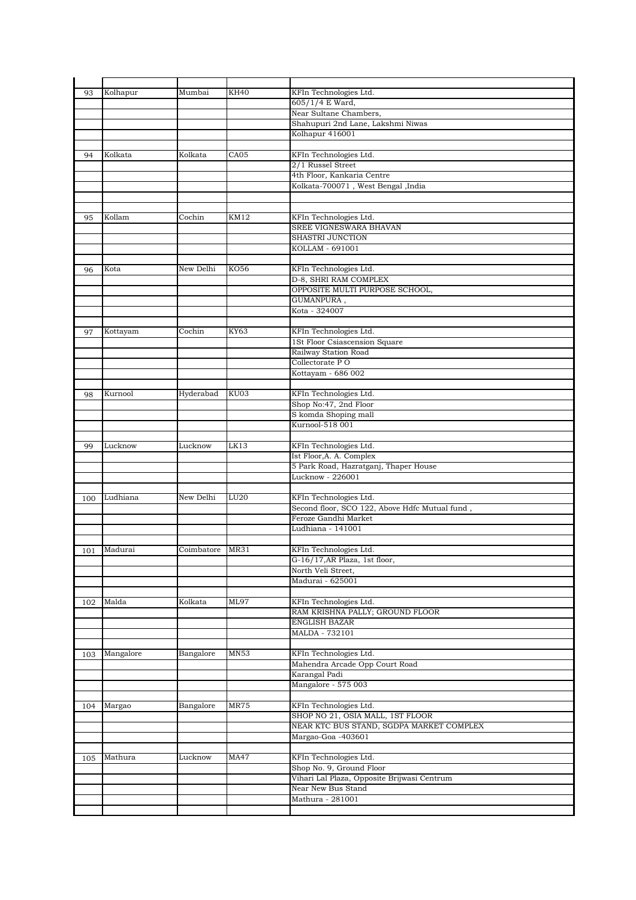| | | | | |
|---|---|---|---|---|
| 93 | Kolhapur | Mumbai | KH40 | KFIn Technologies Ltd. |
| | | | | 605/1/4 E Ward, |
| | | | | Near Sultane Chambers, |
| | | | | Shahupuri 2nd Lane, Lakshmi Niwas |
| | | | | Kolhapur 416001 |
| | | | | |
| 94 | Kolkata | Kolkata | CA05 | KFIn Technologies Ltd. |
| | | | | 2/1 Russel Street |
| | | | | 4th Floor, Kankaria Centre |
| | | | | Kolkata-700071 , West Bengal ,India |
| | | | | |
| | | | | |
| 95 | Kollam | Cochin | KM12 | KFIn Technologies Ltd. |
| | | | | SREE VIGNESWARA BHAVAN |
| | | | | SHASTRI JUNCTION |
| | | | | KOLLAM - 691001 |
| | | | | |
| 96 | Kota | New Delhi | KO56 | KFIn Technologies Ltd. |
| | | | | D-8, SHRI RAM COMPLEX |
| | | | | OPPOSITE MULTI PURPOSE SCHOOL, |
| | | | | GUMANPURA , |
| | | | | Kota - 324007 |
| | | | | |
| 97 | Kottayam | Cochin | KY63 | KFIn Technologies Ltd. |
| | | | | 1St Floor Csiascension Square |
| | | | | Railway Station Road |
| | | | | Collectorate P O |
| | | | | Kottayam - 686 002 |
| | | | | |
| 98 | Kurnool | Hyderabad | KU03 | KFIn Technologies Ltd. |
| | | | | Shop No:47, 2nd Floor |
| | | | | S komda Shoping mall |
| | | | | Kurnool-518 001 |
| | | | | |
| 99 | Lucknow | Lucknow | LK13 | KFIn Technologies Ltd. |
| | | | | Ist Floor,A. A. Complex |
| | | | | 5 Park Road, Hazratganj, Thaper House |
| | | | | Lucknow - 226001 |
| | | | | |
| 100 | Ludhiana | New Delhi | LU20 | KFIn Technologies Ltd. |
| | | | | Second floor, SCO 122, Above Hdfc Mutual fund , |
| | | | | Feroze Gandhi Market |
| | | | | Ludhiana - 141001 |
| | | | | |
| 101 | Madurai | Coimbatore | MR31 | KFIn Technologies Ltd. |
| | | | | G-16/17,AR Plaza, 1st floor, |
| | | | | North Veli Street, |
| | | | | Madurai - 625001 |
| | | | | |
| 102 | Malda | Kolkata | ML97 | KFIn Technologies Ltd. |
| | | | | RAM KRISHNA PALLY; GROUND FLOOR |
| | | | | ENGLISH BAZAR |
| | | | | MALDA - 732101 |
| | | | | |
| 103 | Mangalore | Bangalore | MN53 | KFIn Technologies Ltd. |
| | | | | Mahendra Arcade Opp Court Road |
| | | | | Karangal Padi |
| | | | | Mangalore - 575 003 |
| | | | | |
| 104 | Margao | Bangalore | MR75 | KFIn Technologies Ltd. |
| | | | | SHOP NO 21, OSIA MALL, 1ST FLOOR |
| | | | | NEAR KTC BUS STAND, SGDPA MARKET COMPLEX |
| | | | | Margao-Goa -403601 |
| | | | | |
| 105 | Mathura | Lucknow | MA47 | KFIn Technologies Ltd. |
| | | | | Shop No. 9, Ground Floor |
| | | | | Vihari Lal Plaza, Opposite Brijwasi Centrum |
| | | | | Near New Bus Stand |
| | | | | Mathura - 281001 |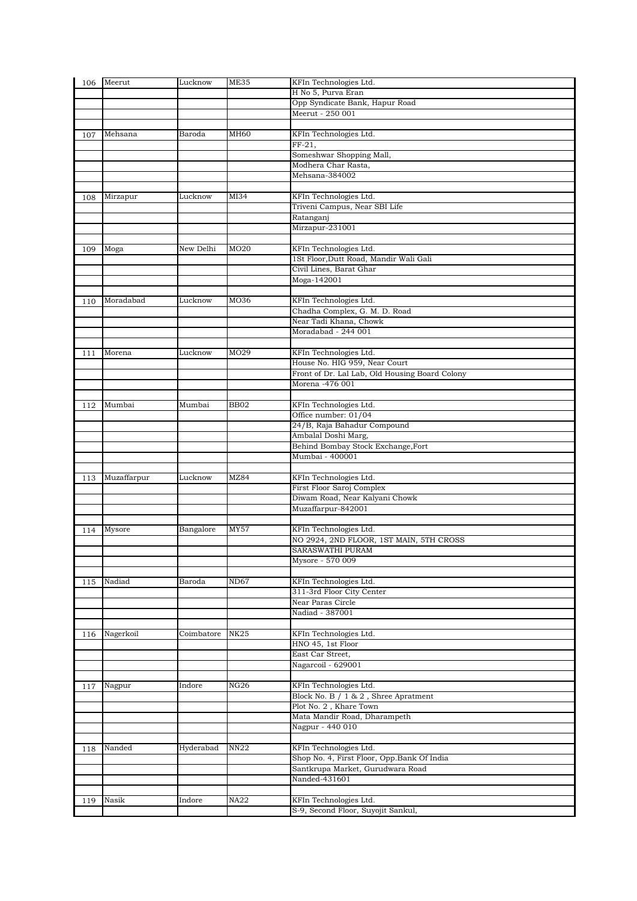| | | | | |
|---|---|---|---|---|
| 106 | Meerut | Lucknow | ME35 | KFIn Technologies Ltd. |
| | | | | H No 5, Purva Eran |
| | | | | Opp Syndicate Bank, Hapur Road |
| | | | | Meerut - 250 001 |
| | | | | |
| 107 | Mehsana | Baroda | MH60 | KFIn Technologies Ltd. |
| | | | | FF-21, |
| | | | | Someshwar Shopping Mall, |
| | | | | Modhera Char Rasta, |
| | | | | Mehsana-384002 |
| | | | | |
| 108 | Mirzapur | Lucknow | MI34 | KFIn Technologies Ltd. |
| | | | | Triveni Campus, Near SBI Life |
| | | | | Ratanganj |
| | | | | Mirzapur-231001 |
| | | | | |
| 109 | Moga | New Delhi | MO20 | KFIn Technologies Ltd. |
| | | | | 1St Floor,Dutt Road, Mandir Wali Gali |
| | | | | Civil Lines, Barat Ghar |
| | | | | Moga-142001 |
| | | | | |
| 110 | Moradabad | Lucknow | MO36 | KFIn Technologies Ltd. |
| | | | | Chadha Complex, G. M. D. Road |
| | | | | Near Tadi Khana, Chowk |
| | | | | Moradabad - 244 001 |
| | | | | |
| 111 | Morena | Lucknow | MO29 | KFIn Technologies Ltd. |
| | | | | House No. HIG 959, Near Court |
| | | | | Front of Dr. Lal Lab, Old Housing Board Colony |
| | | | | Morena -476 001 |
| | | | | |
| 112 | Mumbai | Mumbai | BB02 | KFIn Technologies Ltd. |
| | | | | Office number: 01/04 |
| | | | | 24/B, Raja Bahadur Compound |
| | | | | Ambalal Doshi Marg, |
| | | | | Behind Bombay Stock Exchange,Fort |
| | | | | Mumbai - 400001 |
| | | | | |
| 113 | Muzaffarpur | Lucknow | MZ84 | KFIn Technologies Ltd. |
| | | | | First Floor Saroj Complex |
| | | | | Diwam Road, Near Kalyani Chowk |
| | | | | Muzaffarpur-842001 |
| | | | | |
| 114 | Mysore | Bangalore | MY57 | KFIn Technologies Ltd. |
| | | | | NO 2924, 2ND FLOOR, 1ST MAIN, 5TH CROSS |
| | | | | SARASWATHI PURAM |
| | | | | Mysore - 570 009 |
| | | | | |
| 115 | Nadiad | Baroda | ND67 | KFIn Technologies Ltd. |
| | | | | 311-3rd Floor City Center |
| | | | | Near Paras Circle |
| | | | | Nadiad - 387001 |
| | | | | |
| 116 | Nagerkoil | Coimbatore | NK25 | KFIn Technologies Ltd. |
| | | | | HNO 45, 1st Floor |
| | | | | East Car Street, |
| | | | | Nagarcoil - 629001 |
| | | | | |
| 117 | Nagpur | Indore | NG26 | KFIn Technologies Ltd. |
| | | | | Block No. B / 1 & 2 , Shree Apratment |
| | | | | Plot No. 2 , Khare Town |
| | | | | Mata Mandir Road, Dharampeth |
| | | | | Nagpur - 440 010 |
| | | | | |
| 118 | Nanded | Hyderabad | NN22 | KFIn Technologies Ltd. |
| | | | | Shop No. 4, First Floor, Opp.Bank Of India |
| | | | | Santkrupa Market, Gurudwara Road |
| | | | | Nanded-431601 |
| | | | | |
| 119 | Nasik | Indore | NA22 | KFIn Technologies Ltd. |
| | | | | S-9, Second Floor, Suyojit Sankul, |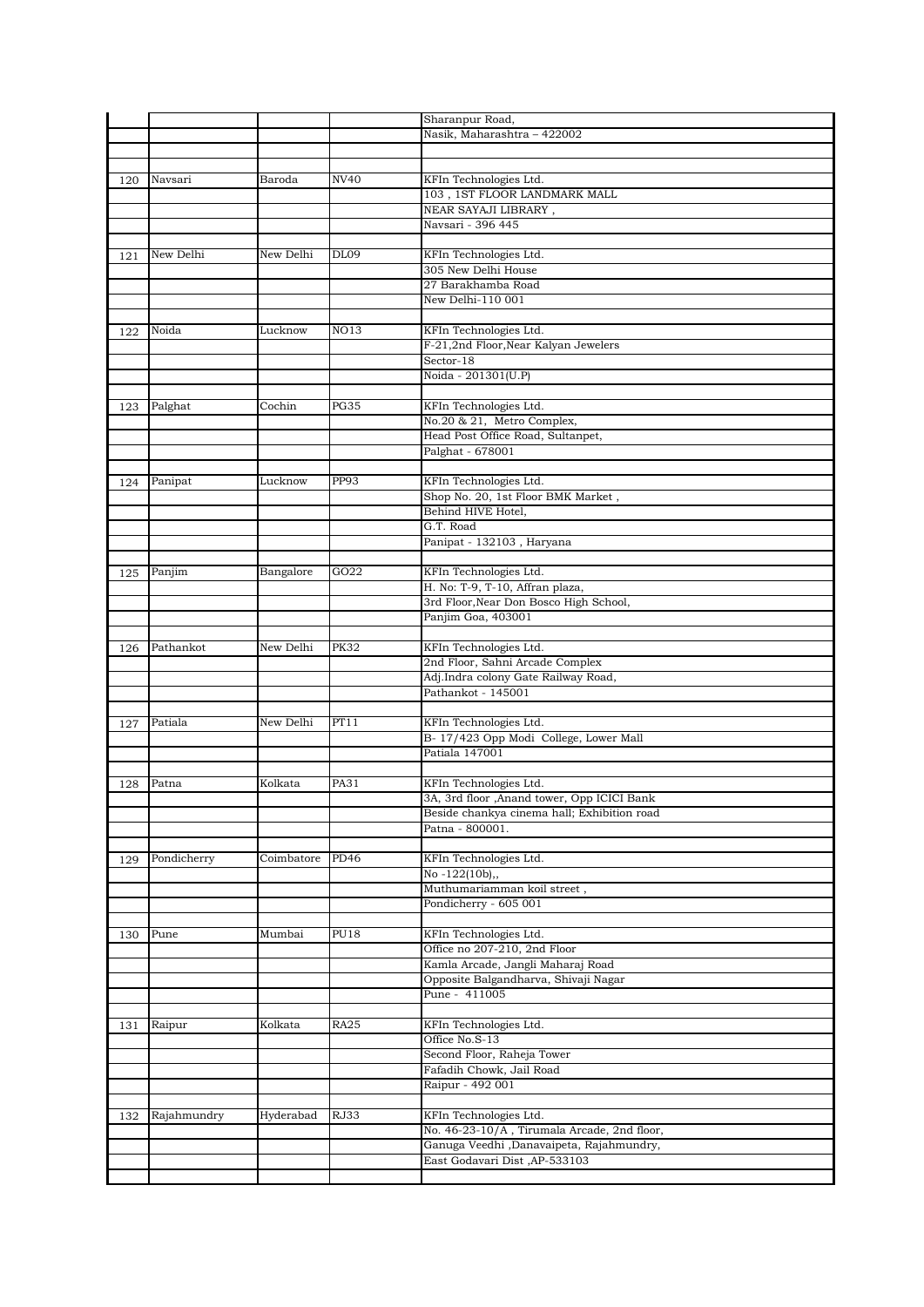| | | | | |
|---|---|---|---|---|
| | | | | Sharanpur Road, |
| | | | | Nasik, Maharashtra – 422002 |
| | | | | |
| | | | | |
| 120 | Navsari | Baroda | NV40 | KFIn Technologies Ltd. |
| | | | | 103 , 1ST FLOOR LANDMARK MALL |
| | | | | NEAR SAYAJI LIBRARY , |
| | | | | Navsari - 396 445 |
| | | | | |
| 121 | New Delhi | New Delhi | DL09 | KFIn Technologies Ltd. |
| | | | | 305 New Delhi House |
| | | | | 27 Barakhamba Road |
| | | | | New Delhi-110 001 |
| | | | | |
| 122 | Noida | Lucknow | NO13 | KFIn Technologies Ltd. |
| | | | | F-21,2nd Floor,Near Kalyan Jewelers |
| | | | | Sector-18 |
| | | | | Noida - 201301(U.P) |
| | | | | |
| 123 | Palghat | Cochin | PG35 | KFIn Technologies Ltd. |
| | | | | No.20 & 21, Metro Complex, |
| | | | | Head Post Office Road, Sultanpet, |
| | | | | Palghat - 678001 |
| | | | | |
| 124 | Panipat | Lucknow | PP93 | KFIn Technologies Ltd. |
| | | | | Shop No. 20, 1st Floor BMK Market , |
| | | | | Behind HIVE Hotel, |
| | | | | G.T. Road |
| | | | | Panipat - 132103 , Haryana |
| | | | | |
| 125 | Panjim | Bangalore | GO22 | KFIn Technologies Ltd. |
| | | | | H. No: T-9, T-10, Affran plaza, |
| | | | | 3rd Floor,Near Don Bosco High School, |
| | | | | Panjim Goa, 403001 |
| | | | | |
| 126 | Pathankot | New Delhi | PK32 | KFIn Technologies Ltd. |
| | | | | 2nd Floor, Sahni Arcade Complex |
| | | | | Adj.Indra colony Gate Railway Road, |
| | | | | Pathankot - 145001 |
| | | | | |
| 127 | Patiala | New Delhi | PT11 | KFIn Technologies Ltd. |
| | | | | B- 17/423 Opp Modi College, Lower Mall |
| | | | | Patiala 147001 |
| | | | | |
| 128 | Patna | Kolkata | PA31 | KFIn Technologies Ltd. |
| | | | | 3A, 3rd floor ,Anand tower, Opp ICICI Bank |
| | | | | Beside chankya cinema hall; Exhibition road |
| | | | | Patna - 800001. |
| | | | | |
| 129 | Pondicherry | Coimbatore | PD46 | KFIn Technologies Ltd. |
| | | | | No -122(10b),, |
| | | | | Muthumariamman koil street , |
| | | | | Pondicherry - 605 001 |
| | | | | |
| 130 | Pune | Mumbai | PU18 | KFIn Technologies Ltd. |
| | | | | Office no 207-210, 2nd Floor |
| | | | | Kamla Arcade, Jangli Maharaj Road |
| | | | | Opposite Balgandharva, Shivaji Nagar |
| | | | | Pune - 411005 |
| | | | | |
| 131 | Raipur | Kolkata | RA25 | KFIn Technologies Ltd. |
| | | | | Office No.S-13 |
| | | | | Second Floor, Raheja Tower |
| | | | | Fafadih Chowk, Jail Road |
| | | | | Raipur - 492 001 |
| | | | | |
| 132 | Rajahmundry | Hyderabad | RJ33 | KFIn Technologies Ltd. |
| | | | | No. 46-23-10/A , Tirumala Arcade, 2nd floor, |
| | | | | Ganuga Veedhi ,Danavaipeta, Rajahmundry, |
| | | | | East Godavari Dist ,AP-533103 |
| | | | | |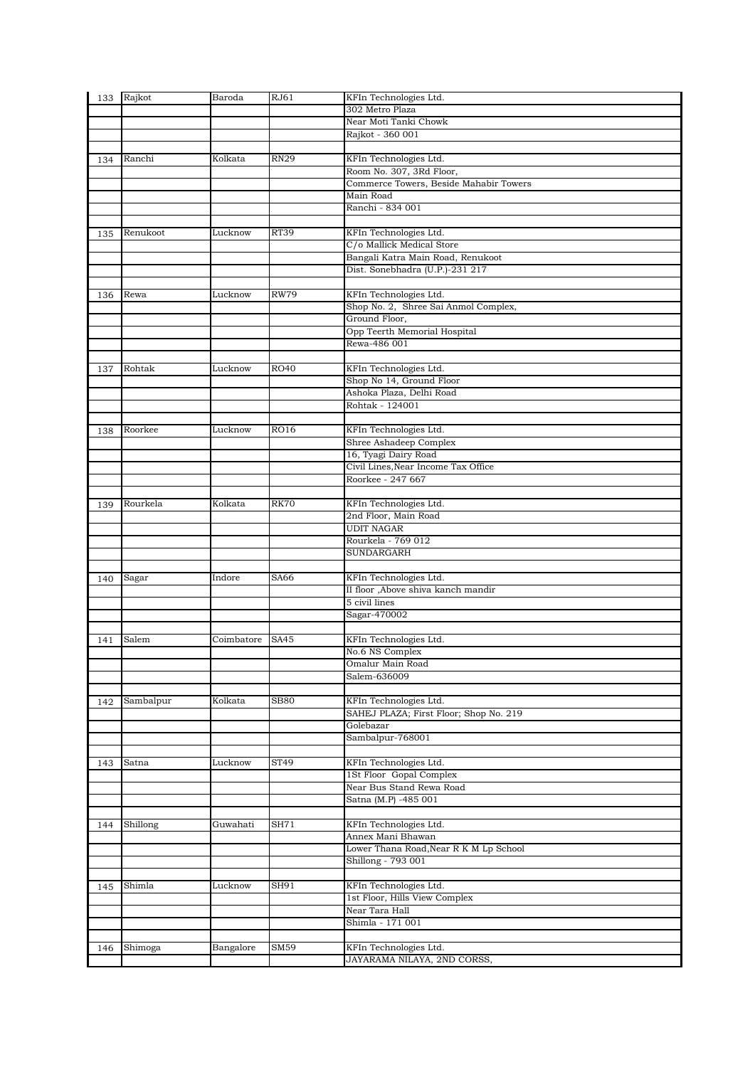| | | | | |
|---|---|---|---|---|
| 133 | Rajkot | Baroda | RJ61 | KFIn Technologies Ltd. |
| | | | | 302 Metro Plaza |
| | | | | Near Moti Tanki Chowk |
| | | | | Rajkot - 360 001 |
| | | | | |
| 134 | Ranchi | Kolkata | RN29 | KFIn Technologies Ltd. |
| | | | | Room No. 307, 3Rd Floor, |
| | | | | Commerce Towers, Beside Mahabir Towers |
| | | | | Main Road |
| | | | | Ranchi - 834 001 |
| | | | | |
| 135 | Renukoot | Lucknow | RT39 | KFIn Technologies Ltd. |
| | | | | C/o Mallick Medical Store |
| | | | | Bangali Katra Main Road, Renukoot |
| | | | | Dist. Sonebhadra (U.P.)-231 217 |
| | | | | |
| 136 | Rewa | Lucknow | RW79 | KFIn Technologies Ltd. |
| | | | | Shop No. 2, Shree Sai Anmol Complex, |
| | | | | Ground Floor, |
| | | | | Opp Teerth Memorial Hospital |
| | | | | Rewa-486 001 |
| | | | | |
| 137 | Rohtak | Lucknow | RO40 | KFIn Technologies Ltd. |
| | | | | Shop No 14, Ground Floor |
| | | | | Ashoka Plaza, Delhi Road |
| | | | | Rohtak - 124001 |
| | | | | |
| 138 | Roorkee | Lucknow | RO16 | KFIn Technologies Ltd. |
| | | | | Shree Ashadeep Complex |
| | | | | 16, Tyagi Dairy Road |
| | | | | Civil Lines,Near Income Tax Office |
| | | | | Roorkee - 247 667 |
| | | | | |
| 139 | Rourkela | Kolkata | RK70 | KFIn Technologies Ltd. |
| | | | | 2nd Floor, Main Road |
| | | | | UDIT NAGAR |
| | | | | Rourkela - 769 012 |
| | | | | SUNDARGARH |
| | | | | |
| 140 | Sagar | Indore | SA66 | KFIn Technologies Ltd. |
| | | | | II floor ,Above shiva kanch mandir |
| | | | | 5 civil lines |
| | | | | Sagar-470002 |
| | | | | |
| 141 | Salem | Coimbatore | SA45 | KFIn Technologies Ltd. |
| | | | | No.6 NS Complex |
| | | | | Omalur Main Road |
| | | | | Salem-636009 |
| | | | | |
| 142 | Sambalpur | Kolkata | SB80 | KFIn Technologies Ltd. |
| | | | | SAHEJ PLAZA; First Floor; Shop No. 219 |
| | | | | Golebazar |
| | | | | Sambalpur-768001 |
| | | | | |
| 143 | Satna | Lucknow | ST49 | KFIn Technologies Ltd. |
| | | | | 1St Floor Gopal Complex |
| | | | | Near Bus Stand Rewa Road |
| | | | | Satna (M.P) -485 001 |
| | | | | |
| 144 | Shillong | Guwahati | SH71 | KFIn Technologies Ltd. |
| | | | | Annex Mani Bhawan |
| | | | | Lower Thana Road,Near R K M Lp School |
| | | | | Shillong - 793 001 |
| | | | | |
| 145 | Shimla | Lucknow | SH91 | KFIn Technologies Ltd. |
| | | | | 1st Floor, Hills View Complex |
| | | | | Near Tara Hall |
| | | | | Shimla - 171 001 |
| | | | | |
| 146 | Shimoga | Bangalore | SM59 | KFIn Technologies Ltd. |
| | | | | JAYARAMA NILAYA, 2ND CORSS, |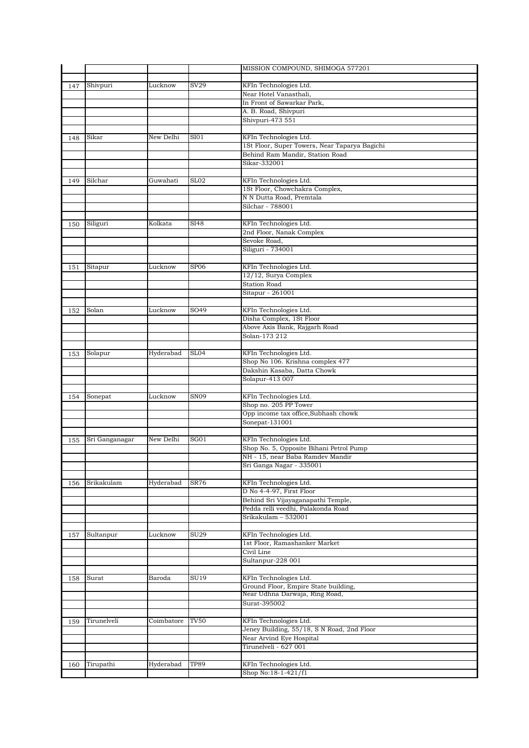| | | | | |
|---|---|---|---|---|
| | | | | MISSION COMPOUND, SHIMOGA 577201 |
| | | | | |
| 147 | Shivpuri | Lucknow | SV29 | KFIn Technologies Ltd. |
| | | | | Near Hotel Vanasthali, |
| | | | | In Front of Sawarkar Park, |
| | | | | A. B. Road, Shivpuri |
| | | | | Shivpuri-473 551 |
| | | | | |
| 148 | Sikar | New Delhi | SI01 | KFIn Technologies Ltd. |
| | | | | 1St Floor, Super Towers, Near Taparya Bagichi |
| | | | | Behind Ram Mandir, Station Road |
| | | | | Sikar-332001 |
| | | | | |
| 149 | Silchar | Guwahati | SL02 | KFIn Technologies Ltd. |
| | | | | 1St Floor, Chowchakra Complex, |
| | | | | N N Dutta Road, Premtala |
| | | | | Silchar - 788001 |
| | | | | |
| 150 | Siliguri | Kolkata | SI48 | KFIn Technologies Ltd. |
| | | | | 2nd Floor, Nanak Complex |
| | | | | Sevoke Road, |
| | | | | Siliguri - 734001 |
| | | | | |
| 151 | Sitapur | Lucknow | SP06 | KFIn Technologies Ltd. |
| | | | | 12/12, Surya Complex |
| | | | | Station Road |
| | | | | Sitapur - 261001 |
| | | | | |
| 152 | Solan | Lucknow | SO49 | KFIn Technologies Ltd. |
| | | | | Disha Complex, 1St Floor |
| | | | | Above Axis Bank, Rajgarh Road |
| | | | | Solan-173 212 |
| | | | | |
| 153 | Solapur | Hyderabad | SL04 | KFIn Technologies Ltd. |
| | | | | Shop No 106. Krishna complex 477 |
| | | | | Dakshin Kasaba, Datta Chowk |
| | | | | Solapur-413 007 |
| | | | | |
| 154 | Sonepat | Lucknow | SN09 | KFIn Technologies Ltd. |
| | | | | Shop no. 205 PP Tower |
| | | | | Opp income tax office,Subhash chowk |
| | | | | Sonepat-131001 |
| | | | | |
| 155 | Sri Ganganagar | New Delhi | SG01 | KFIn Technologies Ltd. |
| | | | | Shop No. 5, Opposite Bihani Petrol Pump |
| | | | | NH - 15, near Baba Ramdev Mandir |
| | | | | Sri Ganga Nagar - 335001 |
| | | | | |
| 156 | Srikakulam | Hyderabad | SR76 | KFIn Technologies Ltd. |
| | | | | D No 4-4-97, First Floor |
| | | | | Behind Sri Vijayaganapathi Temple, |
| | | | | Pedda relli veedhi, Palakonda Road |
| | | | | Srikakulam – 532001 |
| | | | | |
| 157 | Sultanpur | Lucknow | SU29 | KFIn Technologies Ltd. |
| | | | | 1st Floor, Ramashanker Market |
| | | | | Civil Line |
| | | | | Sultanpur-228 001 |
| | | | | |
| 158 | Surat | Baroda | SU19 | KFIn Technologies Ltd. |
| | | | | Ground Floor, Empire State building, |
| | | | | Near Udhna Darwaja, Ring Road, |
| | | | | Surat-395002 |
| | | | | |
| 159 | Tirunelveli | Coimbatore | TV50 | KFIn Technologies Ltd. |
| | | | | Jeney Building, 55/18, S N Road, 2nd Floor |
| | | | | Near Arvind Eye Hospital |
| | | | | Tirunelveli - 627 001 |
| | | | | |
| 160 | Tirupathi | Hyderabad | TP89 | KFIn Technologies Ltd. |
| | | | | Shop No:18-1-421/f1 |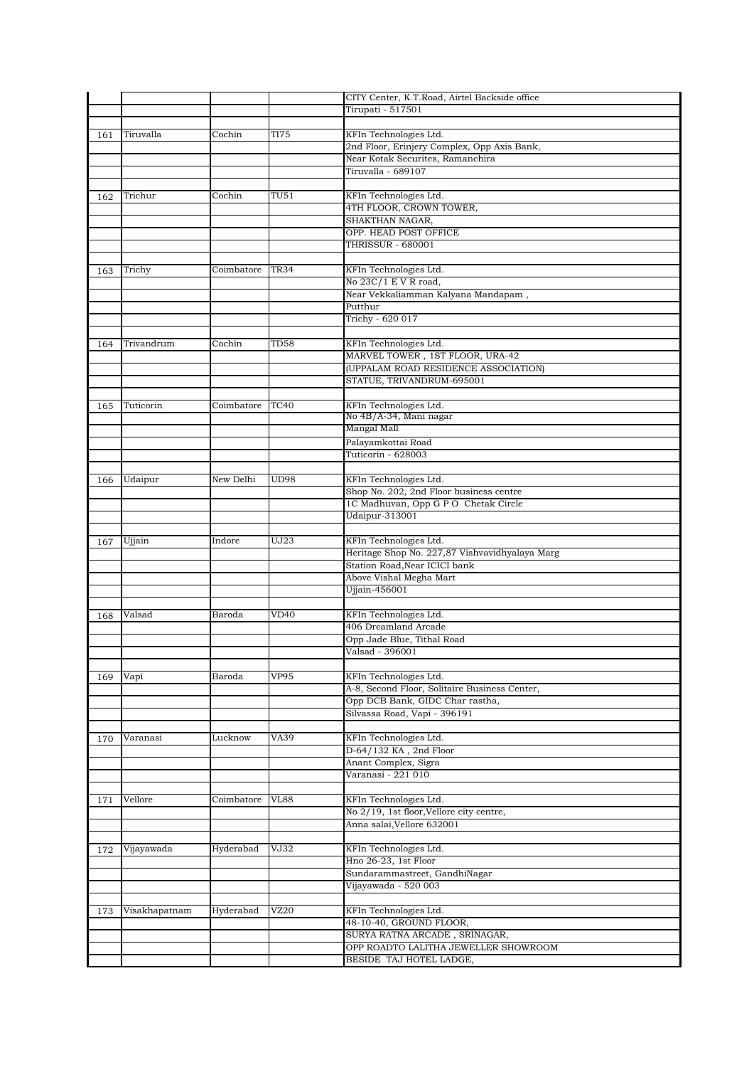| | | | | |
|---|---|---|---|---|
| | | | | CITY Center, K.T.Road, Airtel Backside office |
| | | | | Tirupati - 517501 |
| | | | | |
| 161 | Tiruvalla | Cochin | TI75 | KFIn Technologies Ltd. |
| | | | | 2nd Floor, Erinjery Complex, Opp Axis Bank, |
| | | | | Near Kotak Securites, Ramanchira |
| | | | | Tiruvalla - 689107 |
| | | | | |
| 162 | Trichur | Cochin | TU51 | KFIn Technologies Ltd. |
| | | | | 4TH FLOOR, CROWN TOWER, |
| | | | | SHAKTHAN NAGAR, |
| | | | | OPP. HEAD POST OFFICE |
| | | | | THRISSUR - 680001 |
| | | | | |
| 163 | Trichy | Coimbatore | TR34 | KFIn Technologies Ltd. |
| | | | | No 23C/1 E V R road, |
| | | | | Near Vekkaliamman Kalyana Mandapam , |
| | | | | Putthur |
| | | | | Trichy - 620 017 |
| | | | | |
| 164 | Trivandrum | Cochin | TD58 | KFIn Technologies Ltd. |
| | | | | MARVEL TOWER , 1ST FLOOR, URA-42 |
| | | | | (UPPALAM ROAD RESIDENCE ASSOCIATION) |
| | | | | STATUE, TRIVANDRUM-695001 |
| | | | | |
| 165 | Tuticorin | Coimbatore | TC40 | KFIn Technologies Ltd. |
| | | | | No 4B/A-34, Mani nagar |
| | | | | Mangal Mall |
| | | | | Palayamkottai Road |
| | | | | Tuticorin - 628003 |
| | | | | |
| 166 | Udaipur | New Delhi | UD98 | KFIn Technologies Ltd. |
| | | | | Shop No. 202, 2nd Floor business centre |
| | | | | 1C Madhuvan, Opp G P O Chetak Circle |
| | | | | Udaipur-313001 |
| | | | | |
| 167 | Ujjain | Indore | UJ23 | KFIn Technologies Ltd. |
| | | | | Heritage Shop No. 227,87 Vishvavidhyalaya Marg |
| | | | | Station Road,Near ICICI bank |
| | | | | Above Vishal Megha Mart |
| | | | | Ujjain-456001 |
| | | | | |
| 168 | Valsad | Baroda | VD40 | KFIn Technologies Ltd. |
| | | | | 406 Dreamland Arcade |
| | | | | Opp Jade Blue, Tithal Road |
| | | | | Valsad - 396001 |
| | | | | |
| 169 | Vapi | Baroda | VP95 | KFIn Technologies Ltd. |
| | | | | A-8, Second Floor, Solitaire Business Center, |
| | | | | Opp DCB Bank, GIDC Char rastha, |
| | | | | Silvassa Road, Vapi - 396191 |
| | | | | |
| 170 | Varanasi | Lucknow | VA39 | KFIn Technologies Ltd. |
| | | | | D-64/132 KA , 2nd Floor |
| | | | | Anant Complex, Sigra |
| | | | | Varanasi - 221 010 |
| | | | | |
| 171 | Vellore | Coimbatore | VL88 | KFIn Technologies Ltd. |
| | | | | No 2/19, 1st floor,Vellore city centre, |
| | | | | Anna salai,Vellore 632001 |
| | | | | |
| 172 | Vijayawada | Hyderabad | VJ32 | KFIn Technologies Ltd. |
| | | | | Hno 26-23, 1st Floor |
| | | | | Sundarammastreet, GandhiNagar |
| | | | | Vijayawada - 520 003 |
| | | | | |
| 173 | Visakhapatnam | Hyderabad | VZ20 | KFIn Technologies Ltd. |
| | | | | 48-10-40, GROUND FLOOR, |
| | | | | SURYA RATNA ARCADE , SRINAGAR, |
| | | | | OPP ROADTO LALITHA JEWELLER SHOWROOM |
| | | | | BESIDE TAJ HOTEL LADGE, |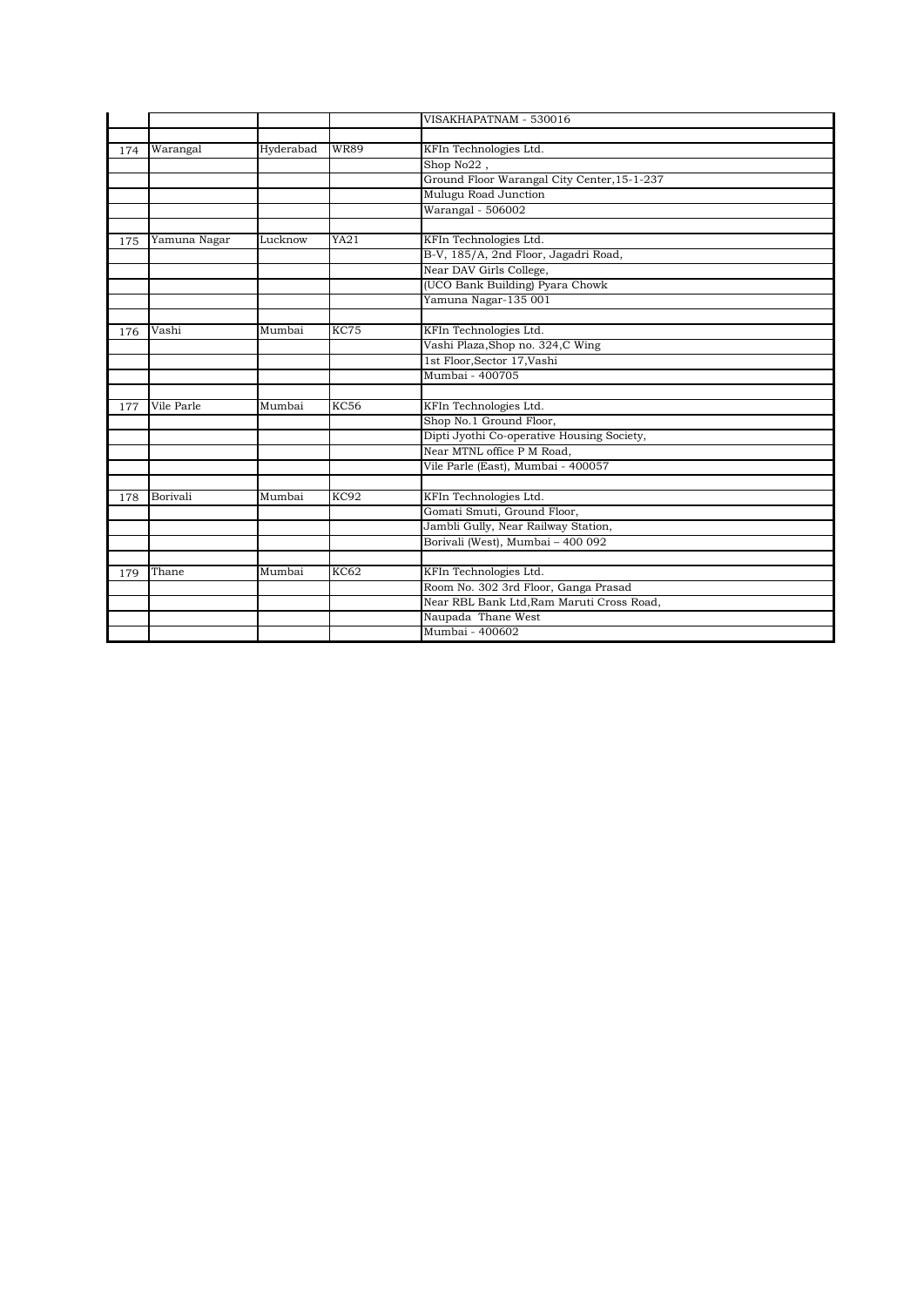| | | | | |
|---|---|---|---|---|
| | | | | VISAKHAPATNAM - 530016 |
| | | | | |
| 174 | Warangal | Hyderabad | WR89 | KFIn Technologies Ltd. |
| | | | | Shop No22 , |
| | | | | Ground Floor Warangal City Center,15-1-237 |
| | | | | Mulugu Road Junction |
| | | | | Warangal - 506002 |
| | | | | |
| 175 | Yamuna Nagar | Lucknow | YA21 | KFIn Technologies Ltd. |
| | | | | B-V, 185/A, 2nd Floor, Jagadri Road, |
| | | | | Near DAV Girls College, |
| | | | | (UCO Bank Building) Pyara Chowk |
| | | | | Yamuna Nagar-135 001 |
| | | | | |
| 176 | Vashi | Mumbai | KC75 | KFIn Technologies Ltd. |
| | | | | Vashi Plaza,Shop no. 324,C Wing |
| | | | | 1st Floor,Sector 17,Vashi |
| | | | | Mumbai - 400705 |
| | | | | |
| 177 | Vile Parle | Mumbai | KC56 | KFIn Technologies Ltd. |
| | | | | Shop No.1 Ground Floor, |
| | | | | Dipti Jyothi Co-operative Housing Society, |
| | | | | Near MTNL office P M Road, |
| | | | | Vile Parle (East), Mumbai - 400057 |
| | | | | |
| 178 | Borivali | Mumbai | KC92 | KFIn Technologies Ltd. |
| | | | | Gomati Smuti, Ground Floor, |
| | | | | Jambli Gully, Near Railway Station, |
| | | | | Borivali (West), Mumbai – 400 092 |
| | | | | |
| 179 | Thane | Mumbai | KC62 | KFIn Technologies Ltd. |
| | | | | Room No. 302 3rd Floor, Ganga Prasad |
| | | | | Near RBL Bank Ltd,Ram Maruti Cross Road, |
| | | | | Naupada Thane West |
| | | | | Mumbai - 400602 |